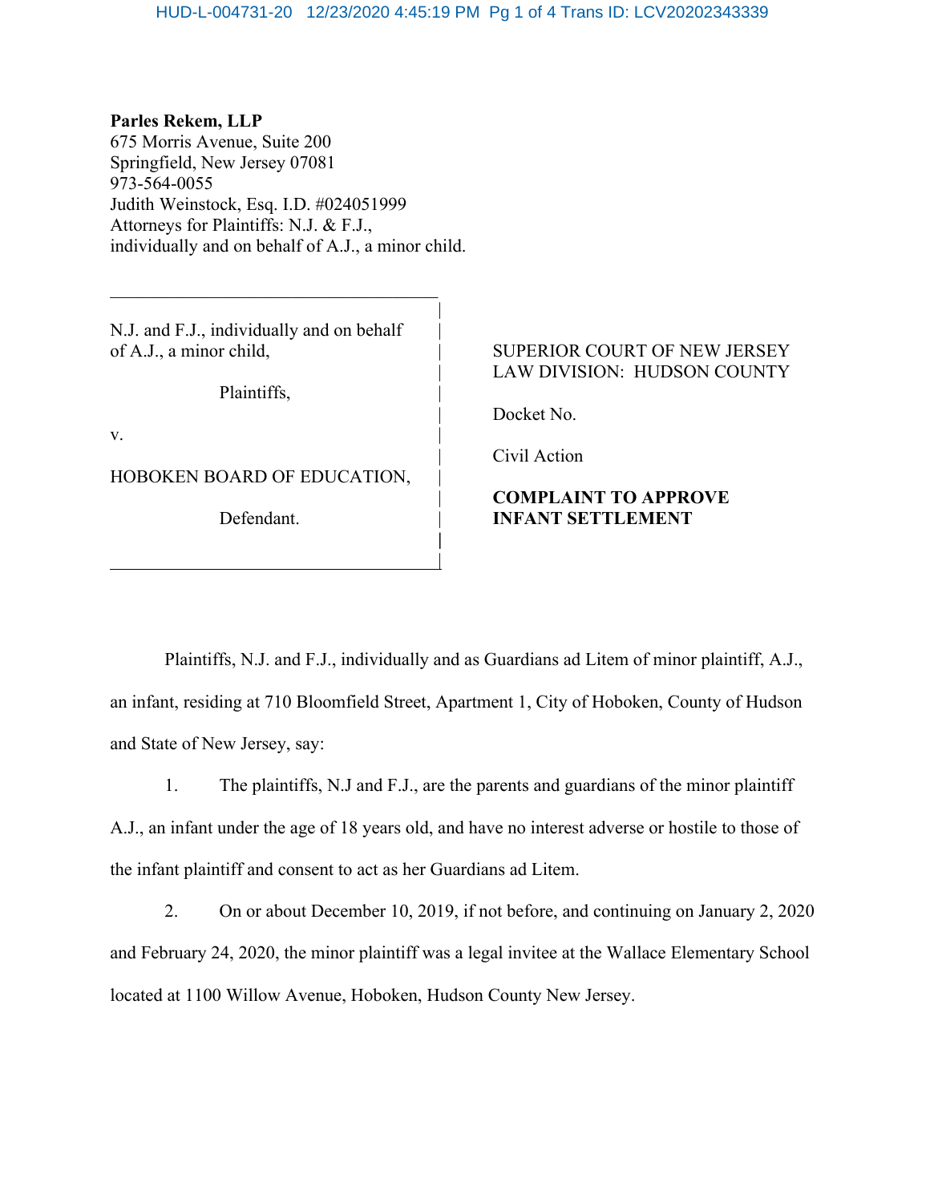**Parles Rekem, LLP**
675 Morris Avenue, Suite 200
Springfield, New Jersey 07081
973-564-0055
Judith Weinstock, Esq. I.D. #024051999
Attorneys for Plaintiffs: N.J. & F.J.,
individually and on behalf of A.J., a minor child.

| | |
|---|---|
| N.J. and F.J., individually and on behalf of A.J., a minor child,<br><br>Plaintiffs,<br><br>v.<br><br>HOBOKEN BOARD OF EDUCATION,<br><br>Defendant. | SUPERIOR COURT OF NEW JERSEY<br>LAW DIVISION: HUDSON COUNTY<br><br>Docket No.<br><br>Civil Action<br><br>**COMPLAINT TO APPROVE INFANT SETTLEMENT** |

Plaintiffs, N.J. and F.J., individually and as Guardians ad Litem of minor plaintiff, A.J., an infant, residing at 710 Bloomfield Street, Apartment 1, City of Hoboken, County of Hudson and State of New Jersey, say:

1. The plaintiffs, N.J and F.J., are the parents and guardians of the minor plaintiff A.J., an infant under the age of 18 years old, and have no interest adverse or hostile to those of the infant plaintiff and consent to act as her Guardians ad Litem.

2. On or about December 10, 2019, if not before, and continuing on January 2, 2020 and February 24, 2020, the minor plaintiff was a legal invitee at the Wallace Elementary School located at 1100 Willow Avenue, Hoboken, Hudson County New Jersey.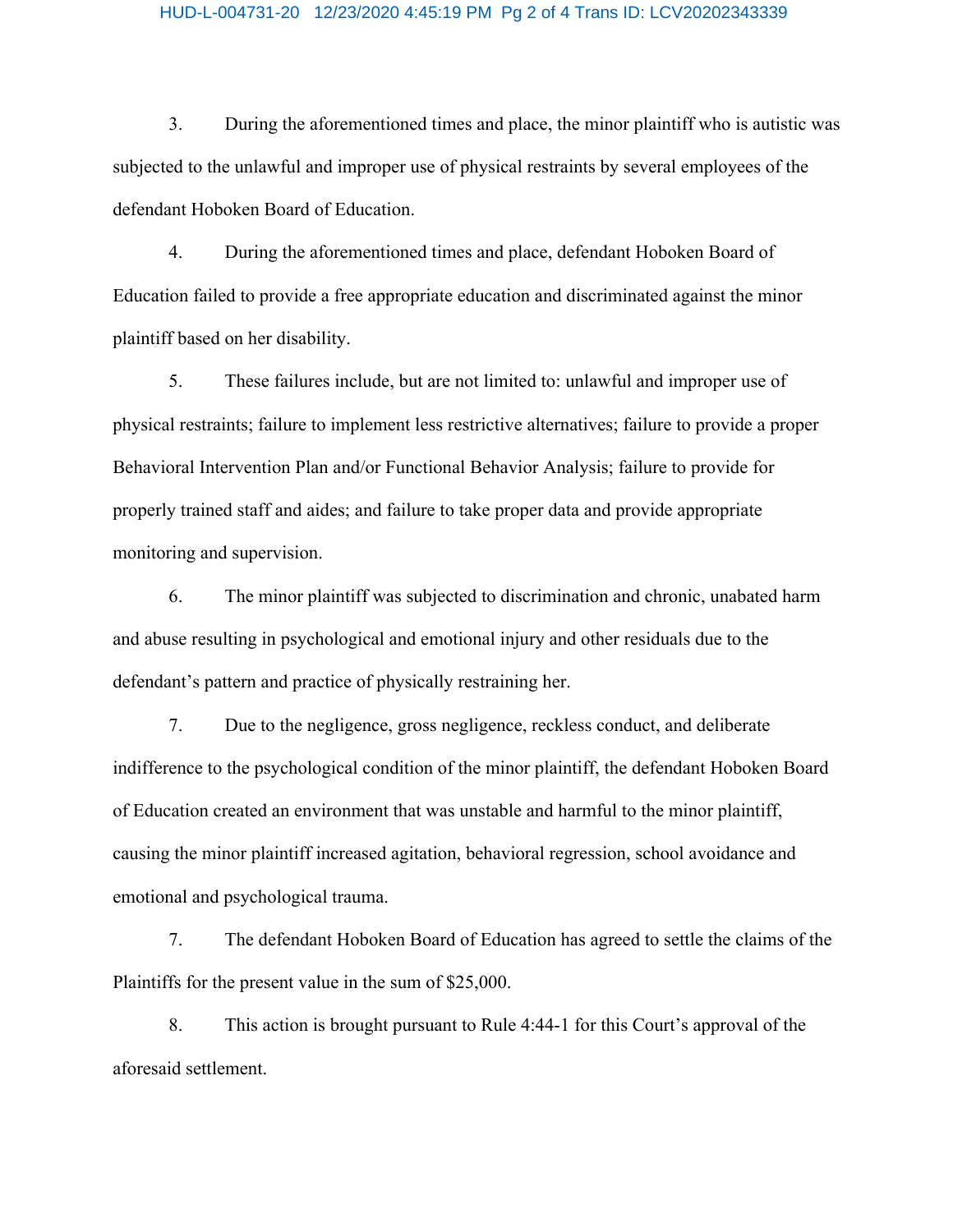3. During the aforementioned times and place, the minor plaintiff who is autistic was subjected to the unlawful and improper use of physical restraints by several employees of the defendant Hoboken Board of Education.

4. During the aforementioned times and place, defendant Hoboken Board of Education failed to provide a free appropriate education and discriminated against the minor plaintiff based on her disability.

5. These failures include, but are not limited to: unlawful and improper use of physical restraints; failure to implement less restrictive alternatives; failure to provide a proper Behavioral Intervention Plan and/or Functional Behavior Analysis; failure to provide for properly trained staff and aides; and failure to take proper data and provide appropriate monitoring and supervision.

6. The minor plaintiff was subjected to discrimination and chronic, unabated harm and abuse resulting in psychological and emotional injury and other residuals due to the defendant's pattern and practice of physically restraining her.

7. Due to the negligence, gross negligence, reckless conduct, and deliberate indifference to the psychological condition of the minor plaintiff, the defendant Hoboken Board of Education created an environment that was unstable and harmful to the minor plaintiff, causing the minor plaintiff increased agitation, behavioral regression, school avoidance and emotional and psychological trauma.

7. The defendant Hoboken Board of Education has agreed to settle the claims of the Plaintiffs for the present value in the sum of $25,000.

8. This action is brought pursuant to Rule 4:44-1 for this Court's approval of the aforesaid settlement.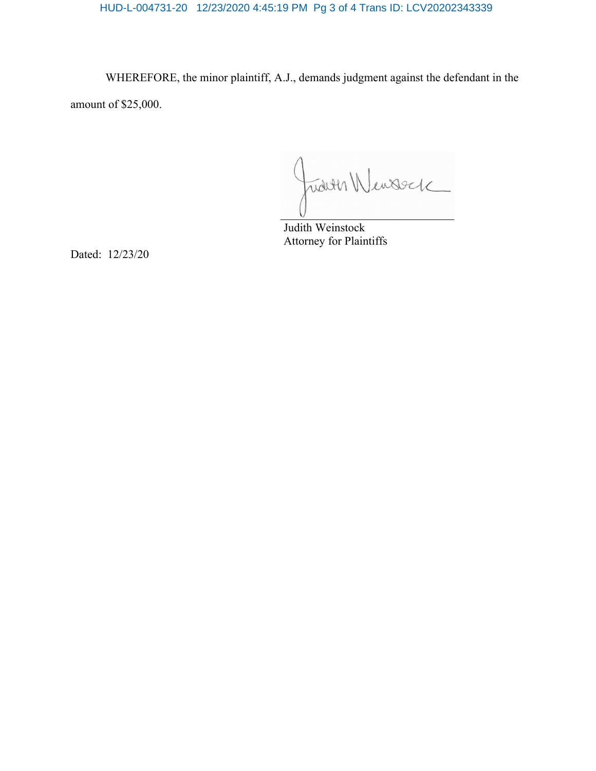WHEREFORE, the minor plaintiff, A.J., demands judgment against the defendant in the amount of $25,000.

Judith Weinstock
Attorney for Plaintiffs

Dated: 12/23/20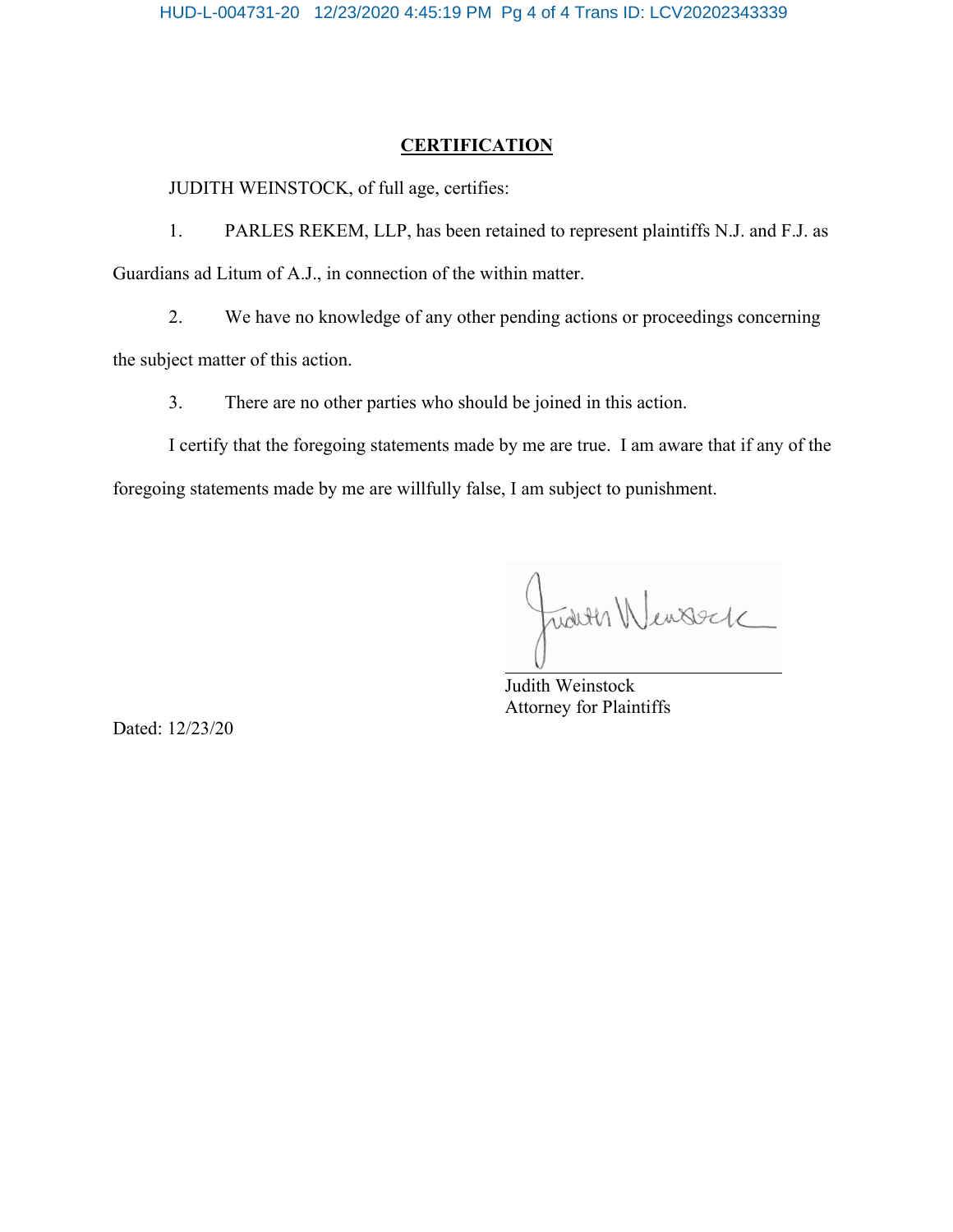## **CERTIFICATION**

JUDITH WEINSTOCK, of full age, certifies:

1. PARLES REKEM, LLP, has been retained to represent plaintiffs N.J. and F.J. as Guardians ad Litum of A.J., in connection of the within matter.

2. We have no knowledge of any other pending actions or proceedings concerning the subject matter of this action.

3. There are no other parties who should be joined in this action.

I certify that the foregoing statements made by me are true. I am aware that if any of the foregoing statements made by me are willfully false, I am subject to punishment.

Judith Weinstock
Attorney for Plaintiffs

Dated: 12/23/20